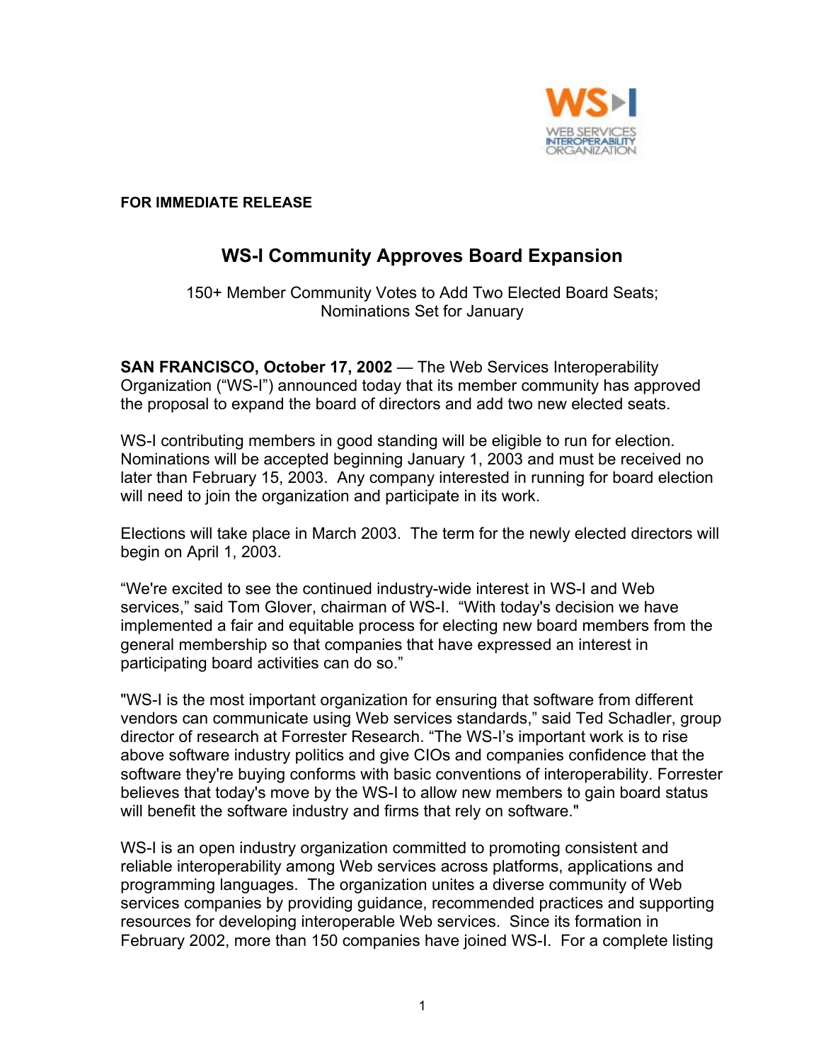**FOR IMMEDIATE RELEASE**

# WS-I Community Approves Board Expansion

150+ Member Community Votes to Add Two Elected Board Seats;
Nominations Set for January

**SAN FRANCISCO, October 17, 2002** — The Web Services Interoperability Organization ("WS-I") announced today that its member community has approved the proposal to expand the board of directors and add two new elected seats.

WS-I contributing members in good standing will be eligible to run for election. Nominations will be accepted beginning January 1, 2003 and must be received no later than February 15, 2003. Any company interested in running for board election will need to join the organization and participate in its work.

Elections will take place in March 2003. The term for the newly elected directors will begin on April 1, 2003.

"We're excited to see the continued industry-wide interest in WS-I and Web services," said Tom Glover, chairman of WS-I. "With today's decision we have implemented a fair and equitable process for electing new board members from the general membership so that companies that have expressed an interest in participating board activities can do so."

"WS-I is the most important organization for ensuring that software from different vendors can communicate using Web services standards," said Ted Schadler, group director of research at Forrester Research. "The WS-I's important work is to rise above software industry politics and give CIOs and companies confidence that the software they're buying conforms with basic conventions of interoperability. Forrester believes that today's move by the WS-I to allow new members to gain board status will benefit the software industry and firms that rely on software."

WS-I is an open industry organization committed to promoting consistent and reliable interoperability among Web services across platforms, applications and programming languages. The organization unites a diverse community of Web services companies by providing guidance, recommended practices and supporting resources for developing interoperable Web services. Since its formation in February 2002, more than 150 companies have joined WS-I. For a complete listing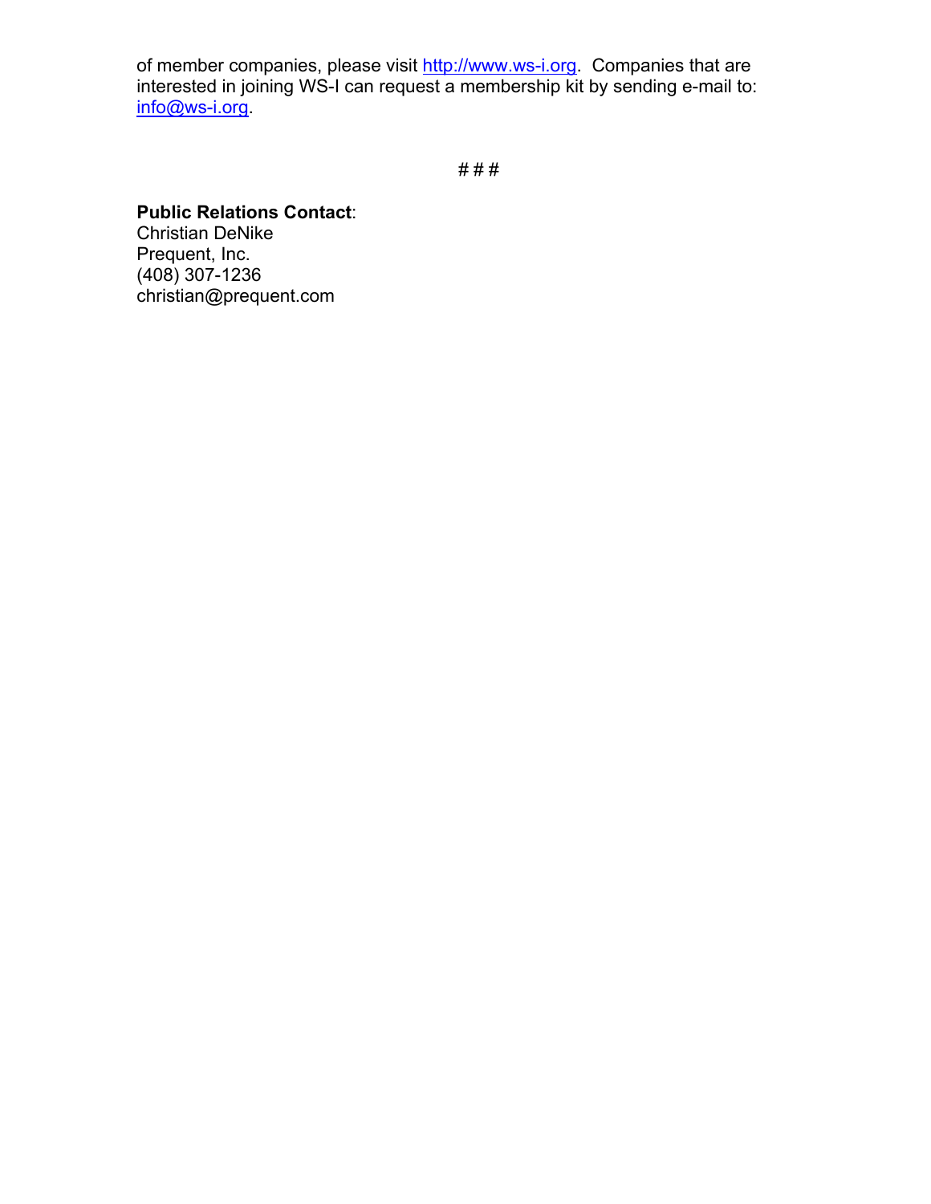of member companies, please visit http://www.ws-i.org.  Companies that are interested in joining WS-I can request a membership kit by sending e-mail to: info@ws-i.org.

# # #

**Public Relations Contact**:
Christian DeNike
Prequent, Inc.
(408) 307-1236
christian@prequent.com